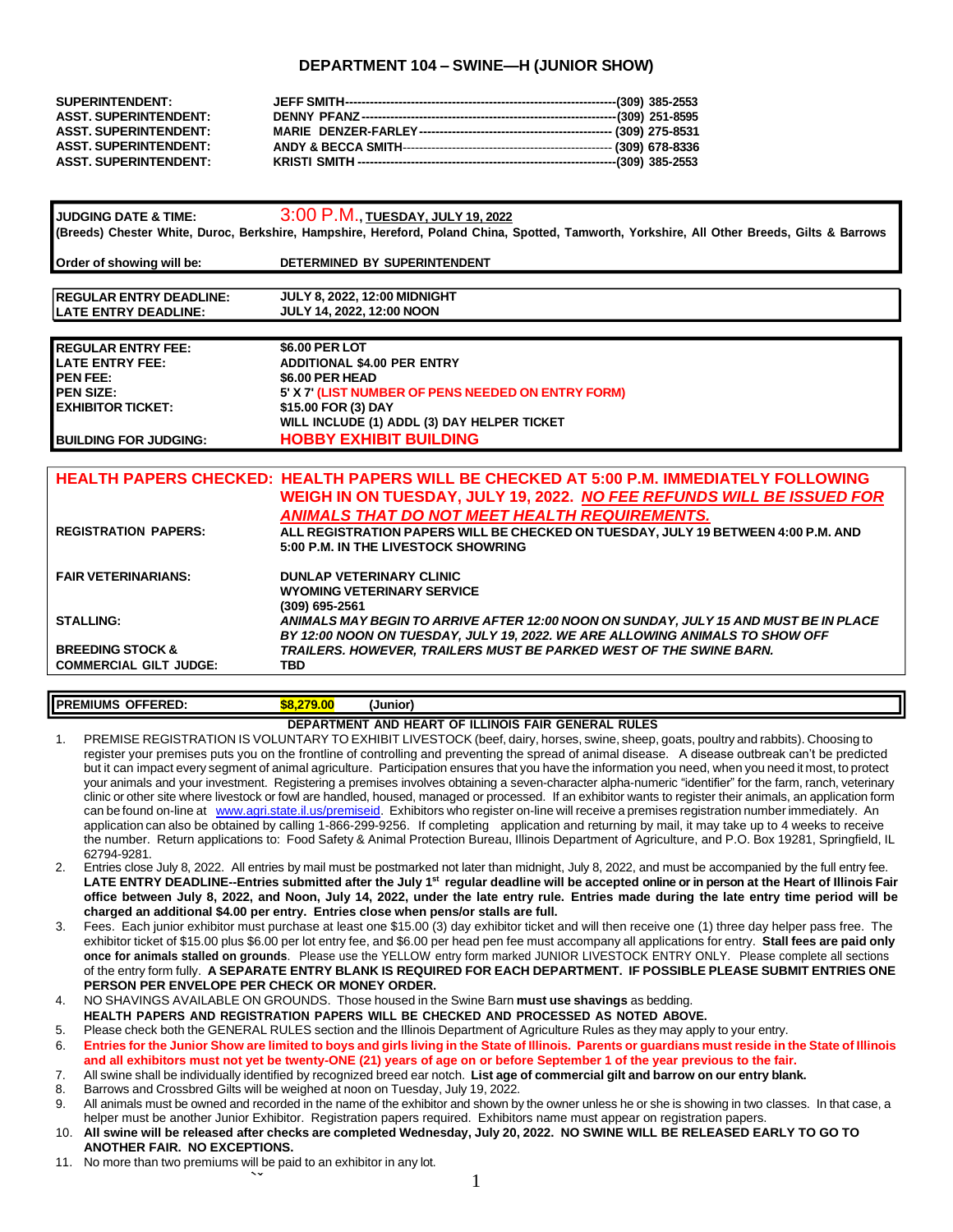# DEPARTMENT 104 – SWINE—H (JUNIOR SHOW)

| | | |
|---|---|---|
| **SUPERINTENDENT:** | **JEFF SMITH** | **(309) 385-2553** |
| **ASST. SUPERINTENDENT:** | **DENNY PFANZ** | **(309) 251-8595** |
| **ASST. SUPERINTENDENT:** | **MARIE DENZER-FARLEY** | **(309) 275-8531** |
| **ASST. SUPERINTENDENT:** | **ANDY & BECCA SMITH** | **(309) 678-8336** |
| **ASST. SUPERINTENDENT:** | **KRISTI SMITH** | **(309) 385-2553** |

**JUDGING DATE & TIME:** 3:00 P.M., **TUESDAY, JULY 19, 2022**

**(Breeds) Chester White, Duroc, Berkshire, Hampshire, Hereford, Poland China, Spotted, Tamworth, Yorkshire, All Other Breeds, Gilts & Barrows**

**Order of showing will be:** **DETERMINED BY SUPERINTENDENT**

| | |
|---|---|
| **REGULAR ENTRY DEADLINE:** | **JULY 8, 2022, 12:00 MIDNIGHT** |
| **LATE ENTRY DEADLINE:** | **JULY 14, 2022, 12:00 NOON** |

| | |
|---|---|
| **REGULAR ENTRY FEE:** | **$6.00 PER LOT** |
| **LATE ENTRY FEE:** | **ADDITIONAL $4.00 PER ENTRY** |
| **PEN FEE:** | **$6.00 PER HEAD** |
| **PEN SIZE:** | **5' X 7' (LIST NUMBER OF PENS NEEDED ON ENTRY FORM)** |
| **EXHIBITOR TICKET:** | **$15.00 FOR (3) DAY WILL INCLUDE (1) ADDL (3) DAY HELPER TICKET** |
| **BUILDING FOR JUDGING:** | **HOBBY EXHIBIT BUILDING** |

| | |
|---|---|
| **HEALTH PAPERS CHECKED:** | **HEALTH PAPERS WILL BE CHECKED AT 5:00 P.M. IMMEDIATELY FOLLOWING WEIGH IN ON TUESDAY, JULY 19, 2022. *NO FEE REFUNDS WILL BE ISSUED FOR ANIMALS THAT DO NOT MEET HEALTH REQUIREMENTS.*** |
| **REGISTRATION PAPERS:** | **ALL REGISTRATION PAPERS WILL BE CHECKED ON TUESDAY, JULY 19 BETWEEN 4:00 P.M. AND 5:00 P.M. IN THE LIVESTOCK SHOWRING** |
| **FAIR VETERINARIANS:** | **DUNLAP VETERINARY CLINIC<br>WYOMING VETERINARY SERVICE<br>(309) 695-2561** |
| **STALLING:** | ***ANIMALS MAY BEGIN TO ARRIVE AFTER 12:00 NOON ON SUNDAY, JULY 15 AND MUST BE IN PLACE BY 12:00 NOON ON TUESDAY, JULY 19, 2022. WE ARE ALLOWING ANIMALS TO SHOW OFF TRAILERS. HOWEVER, TRAILERS MUST BE PARKED WEST OF THE SWINE BARN.*** |
| **BREEDING STOCK & COMMERCIAL GILT JUDGE:** | **TBD** |

**PREMIUMS OFFERED:** **$8,279.00** **(Junior)**

**DEPARTMENT AND HEART OF ILLINOIS FAIR GENERAL RULES**

1. PREMISE REGISTRATION IS VOLUNTARY TO EXHIBIT LIVESTOCK (beef, dairy, horses, swine, sheep, goats, poultry and rabbits). Choosing to register your premises puts you on the frontline of controlling and preventing the spread of animal disease. A disease outbreak can't be predicted but it can impact every segment of animal agriculture. Participation ensures that you have the information you need, when you need it most, to protect your animals and your investment. Registering a premises involves obtaining a seven-character alpha-numeric "identifier" for the farm, ranch, veterinary clinic or other site where livestock or fowl are handled, housed, managed or processed. If an exhibitor wants to register their animals, an application form can be found on-line at www.agri.state.il.us/premiseid. Exhibitors who register on-line will receive a premises registration number immediately. An application can also be obtained by calling 1-866-299-9256. If completing application and returning by mail, it may take up to 4 weeks to receive the number. Return applications to: Food Safety & Animal Protection Bureau, Illinois Department of Agriculture, and P.O. Box 19281, Springfield, IL 62794-9281.
2. Entries close July 8, 2022. All entries by mail must be postmarked not later than midnight, July 8, 2022, and must be accompanied by the full entry fee. **LATE ENTRY DEADLINE--Entries submitted after the July 1st regular deadline will be accepted online or in person at the Heart of Illinois Fair office between July 8, 2022, and Noon, July 14, 2022, under the late entry rule. Entries made during the late entry time period will be charged an additional $4.00 per entry. Entries close when pens/or stalls are full.**
3. Fees. Each junior exhibitor must purchase at least one $15.00 (3) day exhibitor ticket and will then receive one (1) three day helper pass free. The exhibitor ticket of $15.00 plus $6.00 per lot entry fee, and $6.00 per head pen fee must accompany all applications for entry. **Stall fees are paid only once for animals stalled on grounds**. Please use the YELLOW entry form marked JUNIOR LIVESTOCK ENTRY ONLY. Please complete all sections of the entry form fully. **A SEPARATE ENTRY BLANK IS REQUIRED FOR EACH DEPARTMENT. IF POSSIBLE PLEASE SUBMIT ENTRIES ONE PERSON PER ENVELOPE PER CHECK OR MONEY ORDER.**
4. NO SHAVINGS AVAILABLE ON GROUNDS. Those housed in the Swine Barn **must use shavings** as bedding. **HEALTH PAPERS AND REGISTRATION PAPERS WILL BE CHECKED AND PROCESSED AS NOTED ABOVE.**
5. Please check both the GENERAL RULES section and the Illinois Department of Agriculture Rules as they may apply to your entry.
6. **Entries for the Junior Show are limited to boys and girls living in the State of Illinois. Parents or guardians must reside in the State of Illinois and all exhibitors must not yet be twenty-ONE (21) years of age on or before September 1 of the year previous to the fair.**
7. All swine shall be individually identified by recognized breed ear notch. **List age of commercial gilt and barrow on our entry blank.**
8. Barrows and Crossbred Gilts will be weighed at noon on Tuesday, July 19, 2022.
9. All animals must be owned and recorded in the name of the exhibitor and shown by the owner unless he or she is showing in two classes. In that case, a helper must be another Junior Exhibitor. Registration papers required. Exhibitors name must appear on registration papers.
10. **All swine will be released after checks are completed Wednesday, July 20, 2022. NO SWINE WILL BE RELEASED EARLY TO GO TO ANOTHER FAIR. NO EXCEPTIONS.**
11. No more than two premiums will be paid to an exhibitor in any lot.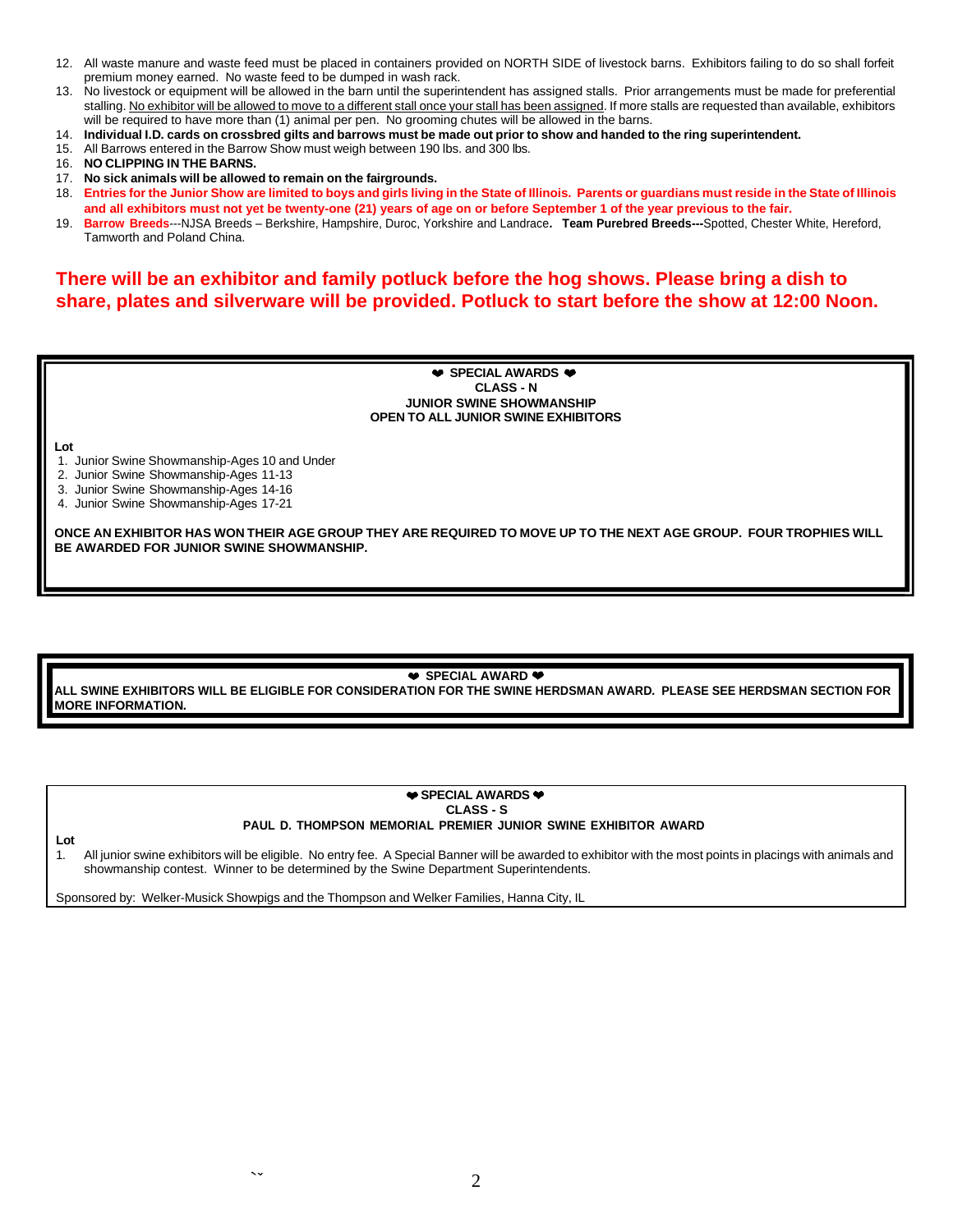12. All waste manure and waste feed must be placed in containers provided on NORTH SIDE of livestock barns. Exhibitors failing to do so shall forfeit premium money earned. No waste feed to be dumped in wash rack.
13. No livestock or equipment will be allowed in the barn until the superintendent has assigned stalls. Prior arrangements must be made for preferential stalling. No exhibitor will be allowed to move to a different stall once your stall has been assigned. If more stalls are requested than available, exhibitors will be required to have more than (1) animal per pen. No grooming chutes will be allowed in the barns.
14. **Individual I.D. cards on crossbred gilts and barrows must be made out prior to show and handed to the ring superintendent.**
15. All Barrows entered in the Barrow Show must weigh between 190 lbs. and 300 lbs.
16. **NO CLIPPING IN THE BARNS.**
17. **No sick animals will be allowed to remain on the fairgrounds.**
18. **Entries for the Junior Show are limited to boys and girls living in the State of Illinois. Parents or guardians must reside in the State of Illinois and all exhibitors must not yet be twenty-one (21) years of age on or before September 1 of the year previous to the fair.**
19. **Barrow Breeds**---NJSA Breeds – Berkshire, Hampshire, Duroc, Yorkshire and Landrace. **Team Purebred Breeds---**Spotted, Chester White, Hereford, Tamworth and Poland China.

**There will be an exhibitor and family potluck before the hog shows. Please bring a dish to share, plates and silverware will be provided. Potluck to start before the show at 12:00 Noon.**

**❤ SPECIAL AWARDS ❤**
**CLASS - N**
**JUNIOR SWINE SHOWMANSHIP**
**OPEN TO ALL JUNIOR SWINE EXHIBITORS**

**Lot**
1. Junior Swine Showmanship-Ages 10 and Under
2. Junior Swine Showmanship-Ages 11-13
3. Junior Swine Showmanship-Ages 14-16
4. Junior Swine Showmanship-Ages 17-21

**ONCE AN EXHIBITOR HAS WON THEIR AGE GROUP THEY ARE REQUIRED TO MOVE UP TO THE NEXT AGE GROUP. FOUR TROPHIES WILL BE AWARDED FOR JUNIOR SWINE SHOWMANSHIP.**

**❤ SPECIAL AWARD ❤**
**ALL SWINE EXHIBITORS WILL BE ELIGIBLE FOR CONSIDERATION FOR THE SWINE HERDSMAN AWARD. PLEASE SEE HERDSMAN SECTION FOR MORE INFORMATION.**

**❤ SPECIAL AWARDS ❤**
**CLASS - S**
**PAUL D. THOMPSON MEMORIAL PREMIER JUNIOR SWINE EXHIBITOR AWARD**

**Lot**
1. All junior swine exhibitors will be eligible. No entry fee. A Special Banner will be awarded to exhibitor with the most points in placings with animals and showmanship contest. Winner to be determined by the Swine Department Superintendents.

Sponsored by: Welker-Musick Showpigs and the Thompson and Welker Families, Hanna City, IL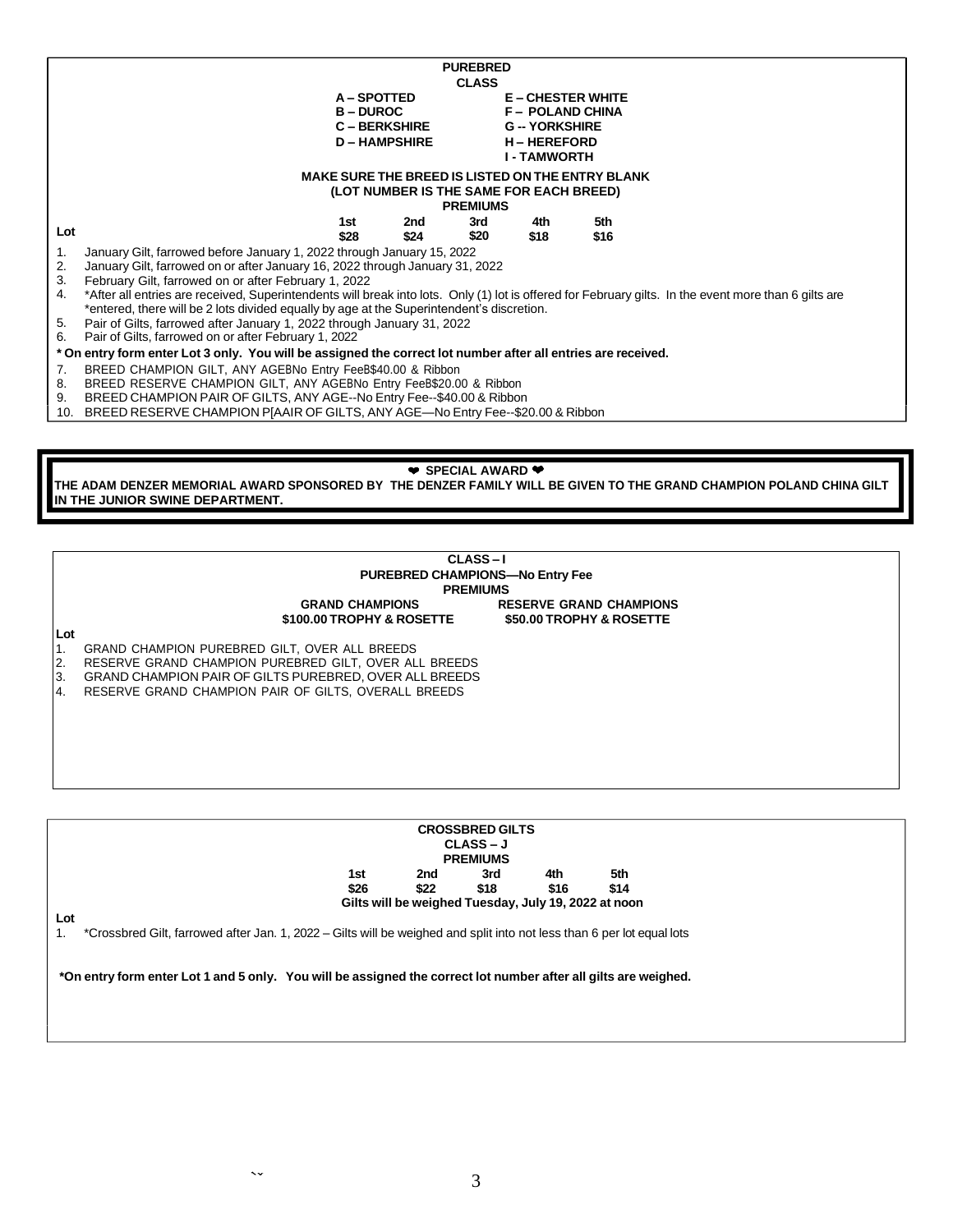## PUREBRED

**CLASS**

| | |
|---|---|
| **A – SPOTTED** | **E – CHESTER WHITE** |
| **B – DUROC** | **F – POLAND CHINA** |
| **C – BERKSHIRE** | **G -- YORKSHIRE** |
| **D – HAMPSHIRE** | **H – HEREFORD** |
| | **I - TAMWORTH** |

**MAKE SURE THE BREED IS LISTED ON THE ENTRY BLANK**
**(LOT NUMBER IS THE SAME FOR EACH BREED)**

**PREMIUMS**

| | 1st | 2nd | 3rd | 4th | 5th |
|---|---|---|---|---|---|
| **Lot** | **$28** | **$24** | **$20** | **$18** | **$16** |

1. January Gilt, farrowed before January 1, 2022 through January 15, 2022
2. January Gilt, farrowed on or after January 16, 2022 through January 31, 2022
3. February Gilt, farrowed on or after February 1, 2022
4. *After all entries are received, Superintendents will break into lots. Only (1) lot is offered for February gilts. In the event more than 6 gilts are *entered, there will be 2 lots divided equally by age at the Superintendent's discretion.
5. Pair of Gilts, farrowed after January 1, 2022 through January 31, 2022
6. Pair of Gilts, farrowed on or after February 1, 2022

**\* On entry form enter Lot 3 only. You will be assigned the correct lot number after all entries are received.**

7. BREED CHAMPION GILT, ANY AGEBNo Entry FeeB$40.00 & Ribbon
8. BREED RESERVE CHAMPION GILT, ANY AGEBNo Entry FeeB$20.00 & Ribbon
9. BREED CHAMPION PAIR OF GILTS, ANY AGE--No Entry Fee--$40.00 & Ribbon
10. BREED RESERVE CHAMPION P[AAIR OF GILTS, ANY AGE—No Entry Fee--$20.00 & Ribbon

---

**❤ SPECIAL AWARD ❤**

**THE ADAM DENZER MEMORIAL AWARD SPONSORED BY THE DENZER FAMILY WILL BE GIVEN TO THE GRAND CHAMPION POLAND CHINA GILT IN THE JUNIOR SWINE DEPARTMENT.**

---

## CLASS – I

**PUREBRED CHAMPIONS—No Entry Fee**

**PREMIUMS**

| GRAND CHAMPIONS | RESERVE GRAND CHAMPIONS |
|---|---|
| **$100.00 TROPHY & ROSETTE** | **$50.00 TROPHY & ROSETTE** |

**Lot**

1. GRAND CHAMPION PUREBRED GILT, OVER ALL BREEDS
2. RESERVE GRAND CHAMPION PUREBRED GILT, OVER ALL BREEDS
3. GRAND CHAMPION PAIR OF GILTS PUREBRED, OVER ALL BREEDS
4. RESERVE GRAND CHAMPION PAIR OF GILTS, OVERALL BREEDS

---

## CROSSBRED GILTS

**CLASS – J**

**PREMIUMS**

| 1st | 2nd | 3rd | 4th | 5th |
|---|---|---|---|---|
| **$26** | **$22** | **$18** | **$16** | **$14** |

**Gilts will be weighed Tuesday, July 19, 2022 at noon**

**Lot**

1. *Crossbred Gilt, farrowed after Jan. 1, 2022 – Gilts will be weighed and split into not less than 6 per lot equal lots

**\*On entry form enter Lot 1 and 5 only. You will be assigned the correct lot number after all gilts are weighed.**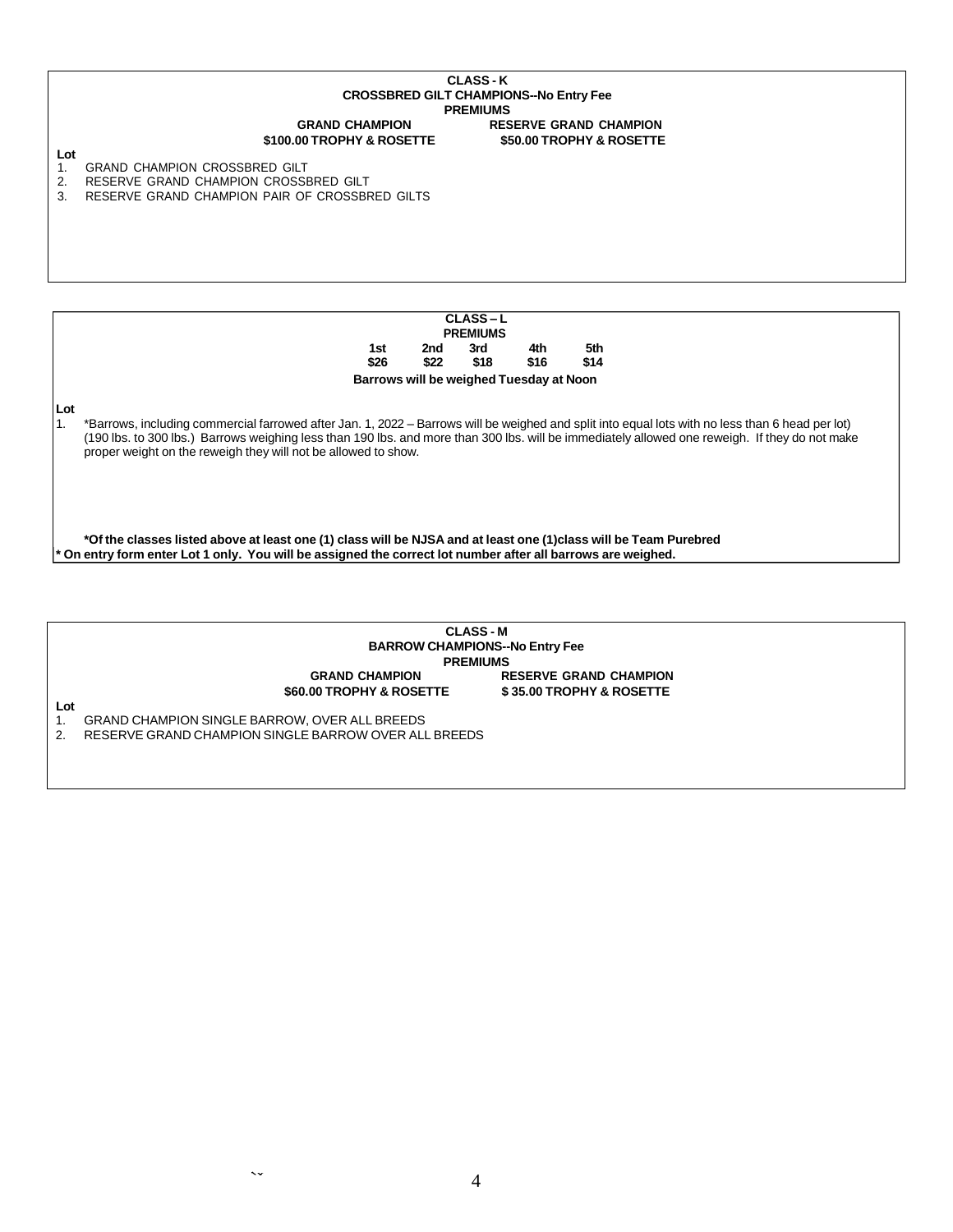**CLASS - K**
**CROSSBRED GILT CHAMPIONS--No Entry Fee**
**PREMIUMS**

| GRAND CHAMPION | RESERVE GRAND CHAMPION |
|---|---|
| $100.00 TROPHY & ROSETTE | $50.00 TROPHY & ROSETTE |

**Lot**

1. GRAND CHAMPION CROSSBRED GILT
2. RESERVE GRAND CHAMPION CROSSBRED GILT
3. RESERVE GRAND CHAMPION PAIR OF CROSSBRED GILTS

**CLASS – L**
**PREMIUMS**

| 1st | 2nd | 3rd | 4th | 5th |
|---|---|---|---|---|
| $26 | $22 | $18 | $16 | $14 |

**Barrows will be weighed Tuesday at Noon**

**Lot**

1. *Barrows, including commercial farrowed after Jan. 1, 2022 – Barrows will be weighed and split into equal lots with no less than 6 head per lot) (190 lbs. to 300 lbs.) Barrows weighing less than 190 lbs. and more than 300 lbs. will be immediately allowed one reweigh. If they do not make proper weight on the reweigh they will not be allowed to show.

**\*Of the classes listed above at least one (1) class will be NJSA and at least one (1)class will be Team Purebred**
**\* On entry form enter Lot 1 only. You will be assigned the correct lot number after all barrows are weighed.**

**CLASS - M**
**BARROW CHAMPIONS--No Entry Fee**
**PREMIUMS**

| GRAND CHAMPION | RESERVE GRAND CHAMPION |
|---|---|
| $60.00 TROPHY & ROSETTE | $ 35.00 TROPHY & ROSETTE |

**Lot**

1. GRAND CHAMPION SINGLE BARROW, OVER ALL BREEDS
2. RESERVE GRAND CHAMPION SINGLE BARROW OVER ALL BREEDS